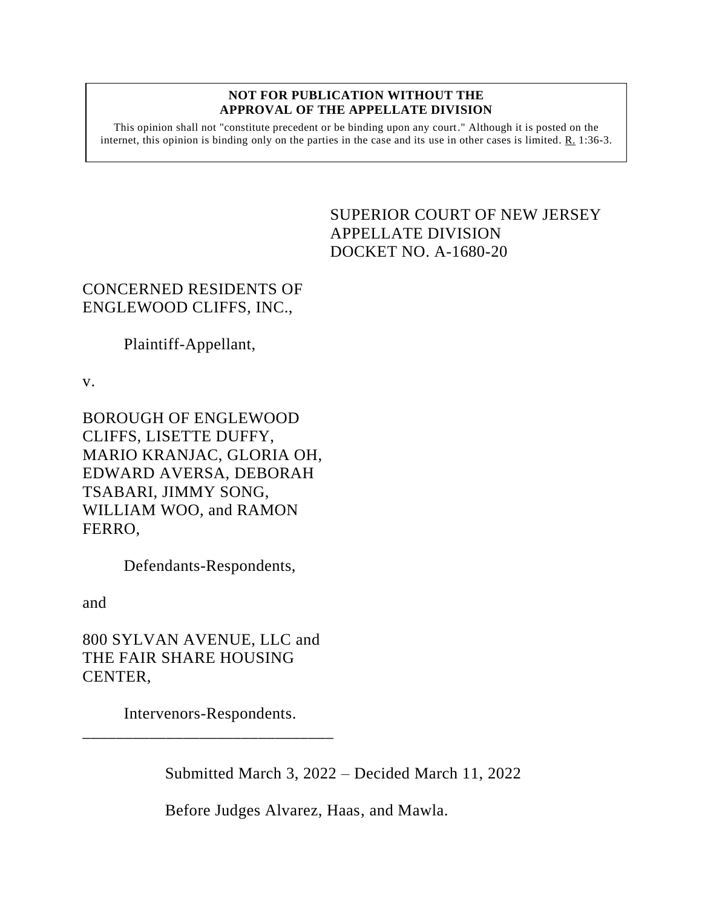**NOT FOR PUBLICATION WITHOUT THE APPROVAL OF THE APPELLATE DIVISION**

This opinion shall not "constitute precedent or be binding upon any court." Although it is posted on the internet, this opinion is binding only on the parties in the case and its use in other cases is limited. R. 1:36-3.

SUPERIOR COURT OF NEW JERSEY
APPELLATE DIVISION
DOCKET NO. A-1680-20

CONCERNED RESIDENTS OF ENGLEWOOD CLIFFS, INC.,

Plaintiff-Appellant,

v.

BOROUGH OF ENGLEWOOD CLIFFS, LISETTE DUFFY, MARIO KRANJAC, GLORIA OH, EDWARD AVERSA, DEBORAH TSABARI, JIMMY SONG, WILLIAM WOO, and RAMON FERRO,

Defendants-Respondents,

and

800 SYLVAN AVENUE, LLC and THE FAIR SHARE HOUSING CENTER,

Intervenors-Respondents.

______________________________

Submitted March 3, 2022 – Decided March 11, 2022

Before Judges Alvarez, Haas, and Mawla.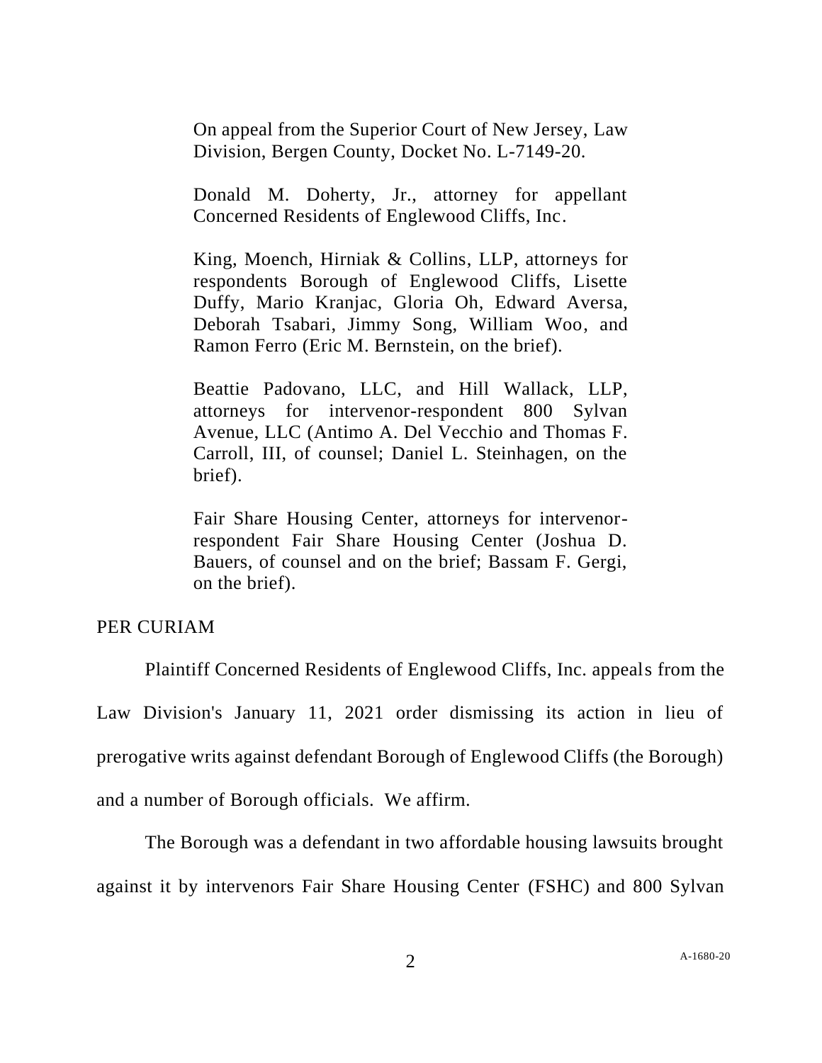On appeal from the Superior Court of New Jersey, Law Division, Bergen County, Docket No. L-7149-20.

Donald M. Doherty, Jr., attorney for appellant Concerned Residents of Englewood Cliffs, Inc.

King, Moench, Hirniak & Collins, LLP, attorneys for respondents Borough of Englewood Cliffs, Lisette Duffy, Mario Kranjac, Gloria Oh, Edward Aversa, Deborah Tsabari, Jimmy Song, William Woo, and Ramon Ferro (Eric M. Bernstein, on the brief).

Beattie Padovano, LLC, and Hill Wallack, LLP, attorneys for intervenor-respondent 800 Sylvan Avenue, LLC (Antimo A. Del Vecchio and Thomas F. Carroll, III, of counsel; Daniel L. Steinhagen, on the brief).

Fair Share Housing Center, attorneys for intervenor-respondent Fair Share Housing Center (Joshua D. Bauers, of counsel and on the brief; Bassam F. Gergi, on the brief).

PER CURIAM

Plaintiff Concerned Residents of Englewood Cliffs, Inc. appeals from the Law Division's January 11, 2021 order dismissing its action in lieu of prerogative writs against defendant Borough of Englewood Cliffs (the Borough) and a number of Borough officials. We affirm.

The Borough was a defendant in two affordable housing lawsuits brought against it by intervenors Fair Share Housing Center (FSHC) and 800 Sylvan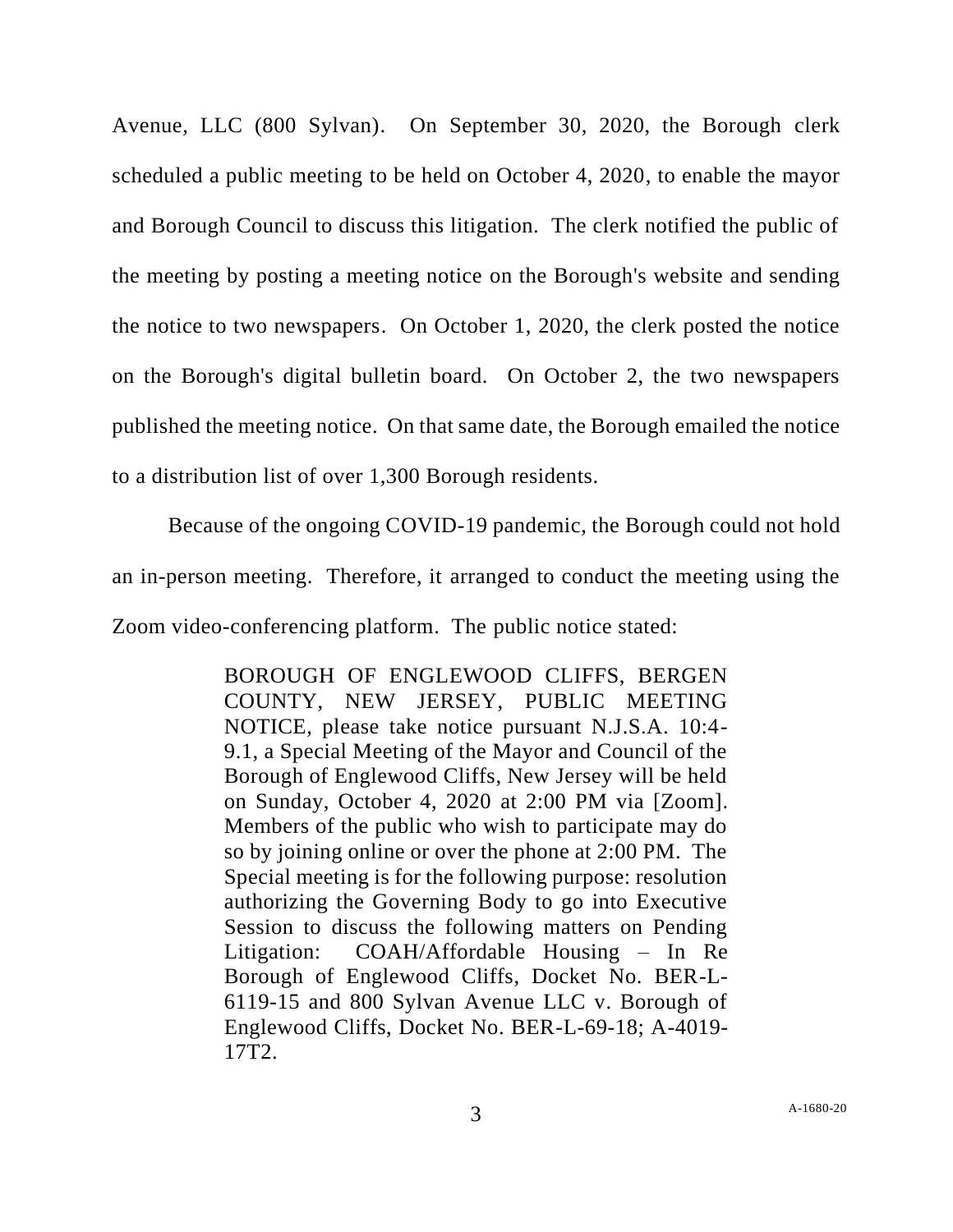Avenue, LLC (800 Sylvan). On September 30, 2020, the Borough clerk scheduled a public meeting to be held on October 4, 2020, to enable the mayor and Borough Council to discuss this litigation. The clerk notified the public of the meeting by posting a meeting notice on the Borough's website and sending the notice to two newspapers. On October 1, 2020, the clerk posted the notice on the Borough's digital bulletin board. On October 2, the two newspapers published the meeting notice. On that same date, the Borough emailed the notice to a distribution list of over 1,300 Borough residents.

Because of the ongoing COVID-19 pandemic, the Borough could not hold an in-person meeting. Therefore, it arranged to conduct the meeting using the Zoom video-conferencing platform. The public notice stated:

> BOROUGH OF ENGLEWOOD CLIFFS, BERGEN COUNTY, NEW JERSEY, PUBLIC MEETING NOTICE, please take notice pursuant N.J.S.A. 10:4-9.1, a Special Meeting of the Mayor and Council of the Borough of Englewood Cliffs, New Jersey will be held on Sunday, October 4, 2020 at 2:00 PM via [Zoom]. Members of the public who wish to participate may do so by joining online or over the phone at 2:00 PM. The Special meeting is for the following purpose: resolution authorizing the Governing Body to go into Executive Session to discuss the following matters on Pending Litigation: COAH/Affordable Housing – In Re Borough of Englewood Cliffs, Docket No. BER-L-6119-15 and 800 Sylvan Avenue LLC v. Borough of Englewood Cliffs, Docket No. BER-L-69-18; A-4019-17T2.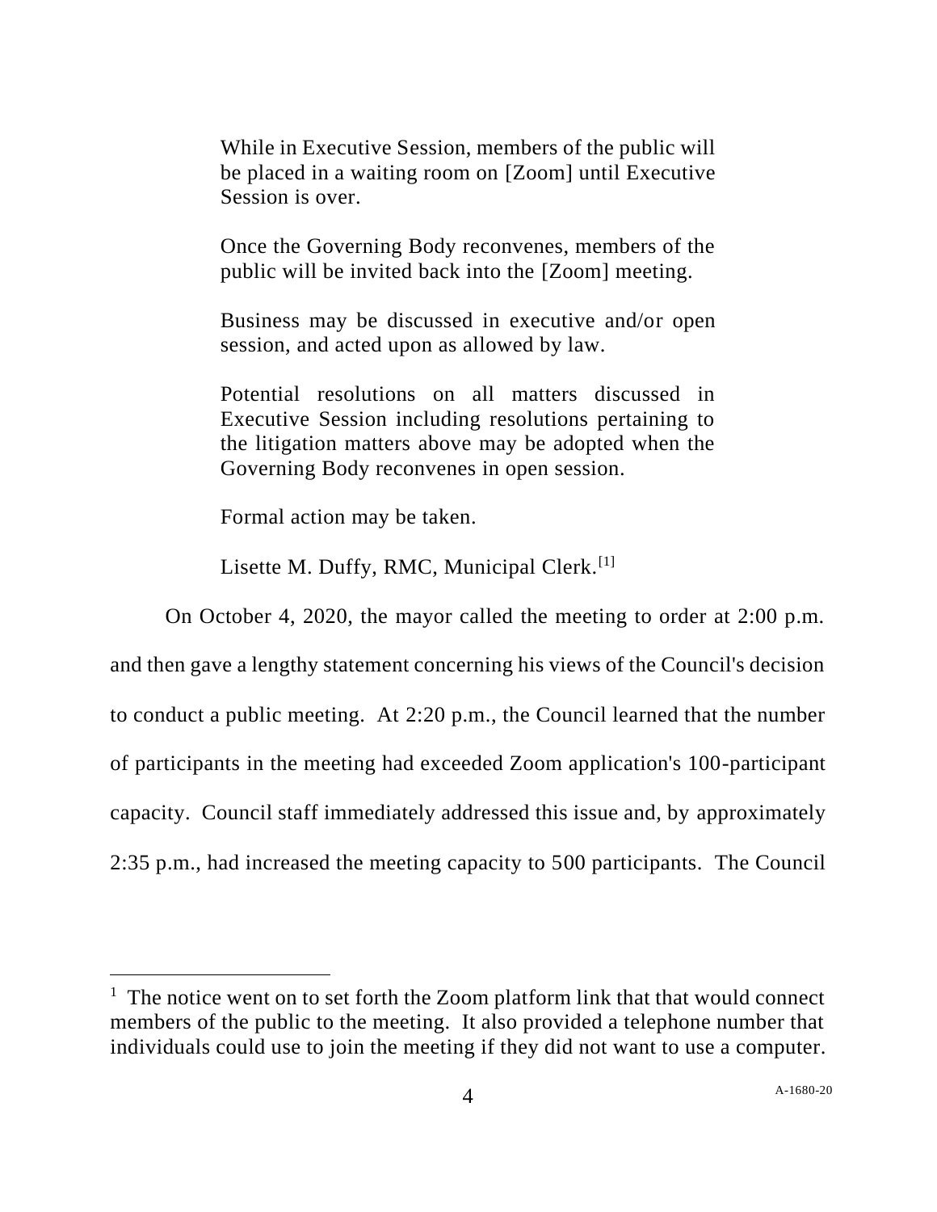> While in Executive Session, members of the public will be placed in a waiting room on [Zoom] until Executive Session is over.
>
> Once the Governing Body reconvenes, members of the public will be invited back into the [Zoom] meeting.
>
> Business may be discussed in executive and/or open session, and acted upon as allowed by law.
>
> Potential resolutions on all matters discussed in Executive Session including resolutions pertaining to the litigation matters above may be adopted when the Governing Body reconvenes in open session.
>
> Formal action may be taken.
>
> Lisette M. Duffy, RMC, Municipal Clerk.[1]

On October 4, 2020, the mayor called the meeting to order at 2:00 p.m. and then gave a lengthy statement concerning his views of the Council's decision to conduct a public meeting. At 2:20 p.m., the Council learned that the number of participants in the meeting had exceeded Zoom application's 100-participant capacity. Council staff immediately addressed this issue and, by approximately 2:35 p.m., had increased the meeting capacity to 500 participants. The Council

---

[1] The notice went on to set forth the Zoom platform link that that would connect members of the public to the meeting. It also provided a telephone number that individuals could use to join the meeting if they did not want to use a computer.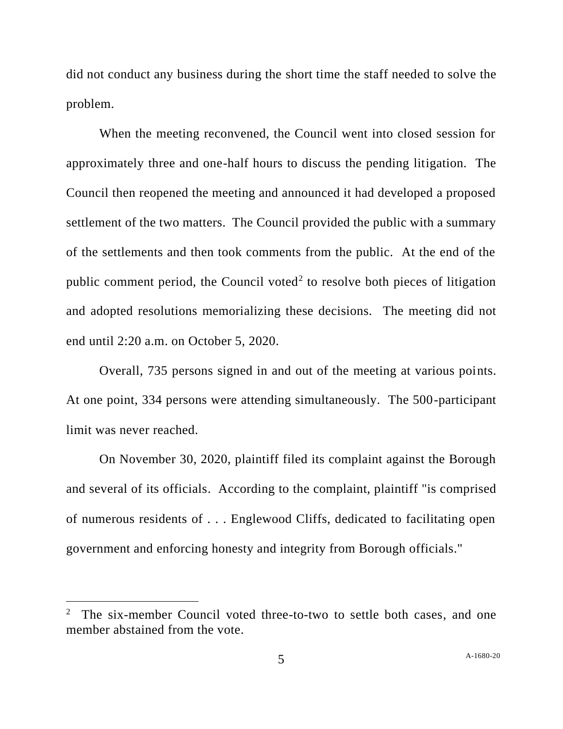did not conduct any business during the short time the staff needed to solve the problem.

When the meeting reconvened, the Council went into closed session for approximately three and one-half hours to discuss the pending litigation. The Council then reopened the meeting and announced it had developed a proposed settlement of the two matters. The Council provided the public with a summary of the settlements and then took comments from the public. At the end of the public comment period, the Council voted[2] to resolve both pieces of litigation and adopted resolutions memorializing these decisions. The meeting did not end until 2:20 a.m. on October 5, 2020.

Overall, 735 persons signed in and out of the meeting at various points. At one point, 334 persons were attending simultaneously. The 500-participant limit was never reached.

On November 30, 2020, plaintiff filed its complaint against the Borough and several of its officials. According to the complaint, plaintiff "is comprised of numerous residents of . . . Englewood Cliffs, dedicated to facilitating open government and enforcing honesty and integrity from Borough officials."

---

[2] The six-member Council voted three-to-two to settle both cases, and one member abstained from the vote.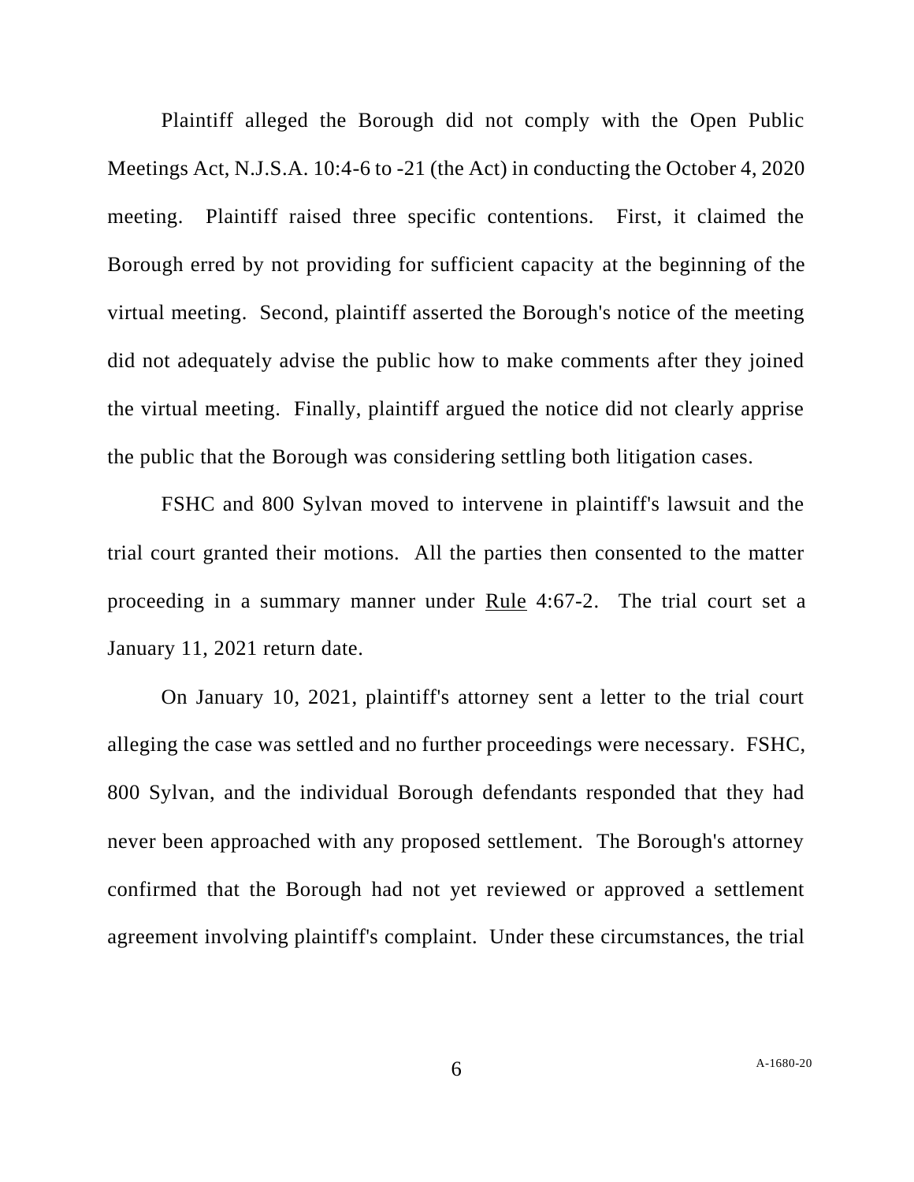Plaintiff alleged the Borough did not comply with the Open Public Meetings Act, N.J.S.A. 10:4-6 to -21 (the Act) in conducting the October 4, 2020 meeting. Plaintiff raised three specific contentions. First, it claimed the Borough erred by not providing for sufficient capacity at the beginning of the virtual meeting. Second, plaintiff asserted the Borough's notice of the meeting did not adequately advise the public how to make comments after they joined the virtual meeting. Finally, plaintiff argued the notice did not clearly apprise the public that the Borough was considering settling both litigation cases.

FSHC and 800 Sylvan moved to intervene in plaintiff's lawsuit and the trial court granted their motions. All the parties then consented to the matter proceeding in a summary manner under Rule 4:67-2. The trial court set a January 11, 2021 return date.

On January 10, 2021, plaintiff's attorney sent a letter to the trial court alleging the case was settled and no further proceedings were necessary. FSHC, 800 Sylvan, and the individual Borough defendants responded that they had never been approached with any proposed settlement. The Borough's attorney confirmed that the Borough had not yet reviewed or approved a settlement agreement involving plaintiff's complaint. Under these circumstances, the trial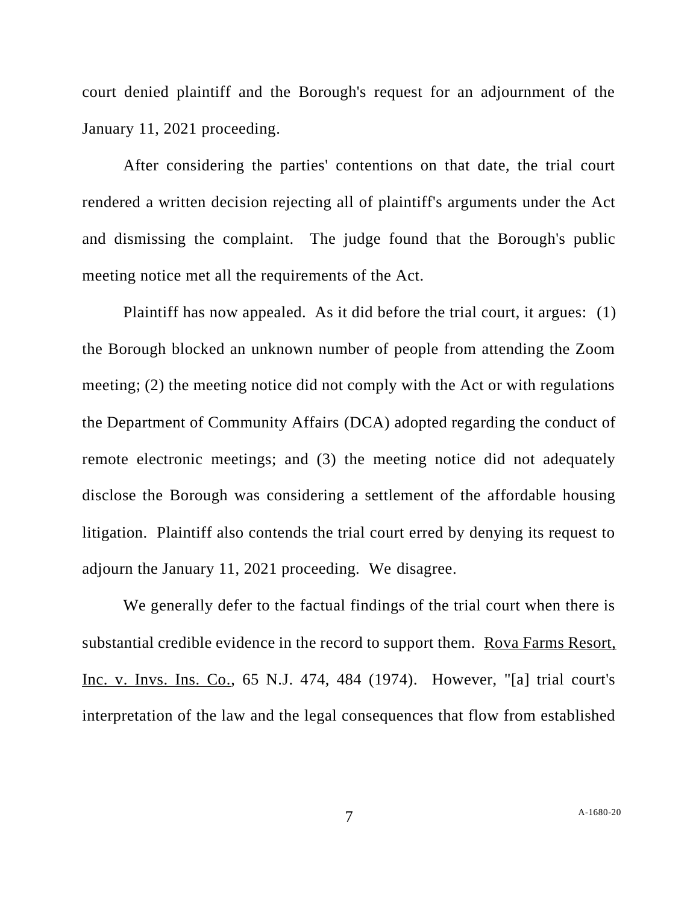court denied plaintiff and the Borough's request for an adjournment of the January 11, 2021 proceeding.

After considering the parties' contentions on that date, the trial court rendered a written decision rejecting all of plaintiff's arguments under the Act and dismissing the complaint. The judge found that the Borough's public meeting notice met all the requirements of the Act.

Plaintiff has now appealed. As it did before the trial court, it argues: (1) the Borough blocked an unknown number of people from attending the Zoom meeting; (2) the meeting notice did not comply with the Act or with regulations the Department of Community Affairs (DCA) adopted regarding the conduct of remote electronic meetings; and (3) the meeting notice did not adequately disclose the Borough was considering a settlement of the affordable housing litigation. Plaintiff also contends the trial court erred by denying its request to adjourn the January 11, 2021 proceeding. We disagree.

We generally defer to the factual findings of the trial court when there is substantial credible evidence in the record to support them. Rova Farms Resort, Inc. v. Invs. Ins. Co., 65 N.J. 474, 484 (1974). However, "[a] trial court's interpretation of the law and the legal consequences that flow from established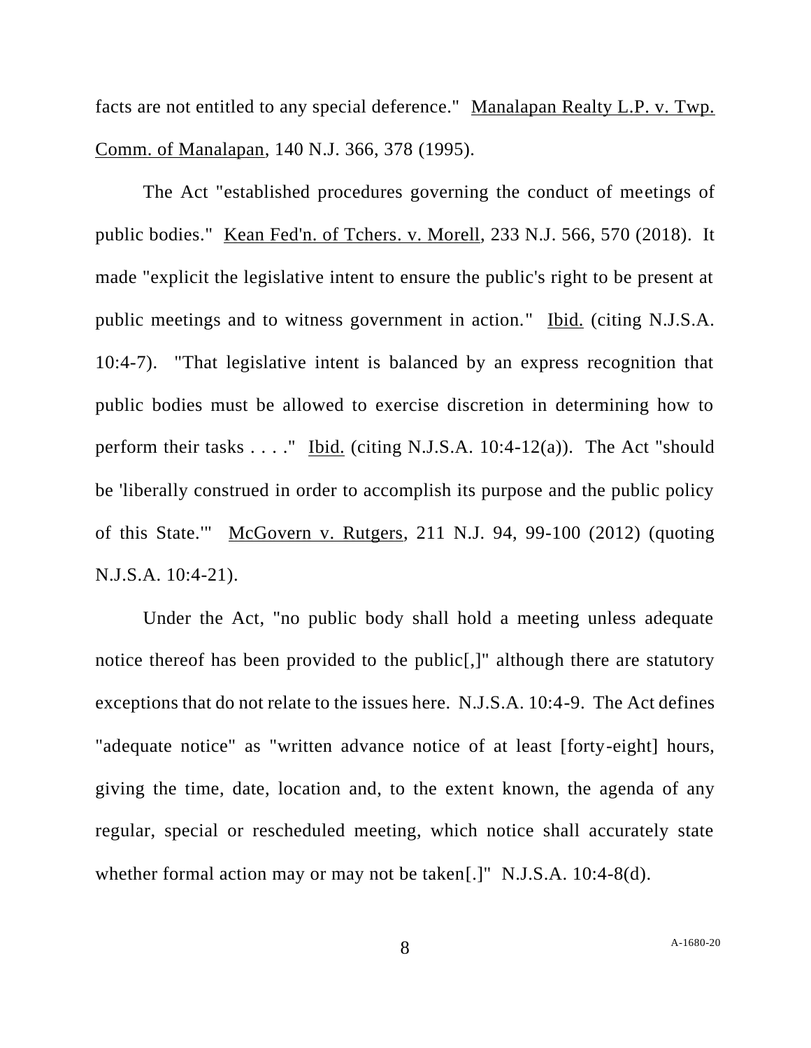facts are not entitled to any special deference." Manalapan Realty L.P. v. Twp. Comm. of Manalapan, 140 N.J. 366, 378 (1995).

The Act "established procedures governing the conduct of meetings of public bodies." Kean Fed'n. of Tchers. v. Morell, 233 N.J. 566, 570 (2018). It made "explicit the legislative intent to ensure the public's right to be present at public meetings and to witness government in action." Ibid. (citing N.J.S.A. 10:4-7). "That legislative intent is balanced by an express recognition that public bodies must be allowed to exercise discretion in determining how to perform their tasks . . . ." Ibid. (citing N.J.S.A. 10:4-12(a)). The Act "should be 'liberally construed in order to accomplish its purpose and the public policy of this State.'" McGovern v. Rutgers, 211 N.J. 94, 99-100 (2012) (quoting N.J.S.A. 10:4-21).

Under the Act, "no public body shall hold a meeting unless adequate notice thereof has been provided to the public[,]" although there are statutory exceptions that do not relate to the issues here. N.J.S.A. 10:4-9. The Act defines "adequate notice" as "written advance notice of at least [forty-eight] hours, giving the time, date, location and, to the extent known, the agenda of any regular, special or rescheduled meeting, which notice shall accurately state whether formal action may or may not be taken[.]" N.J.S.A. 10:4-8(d).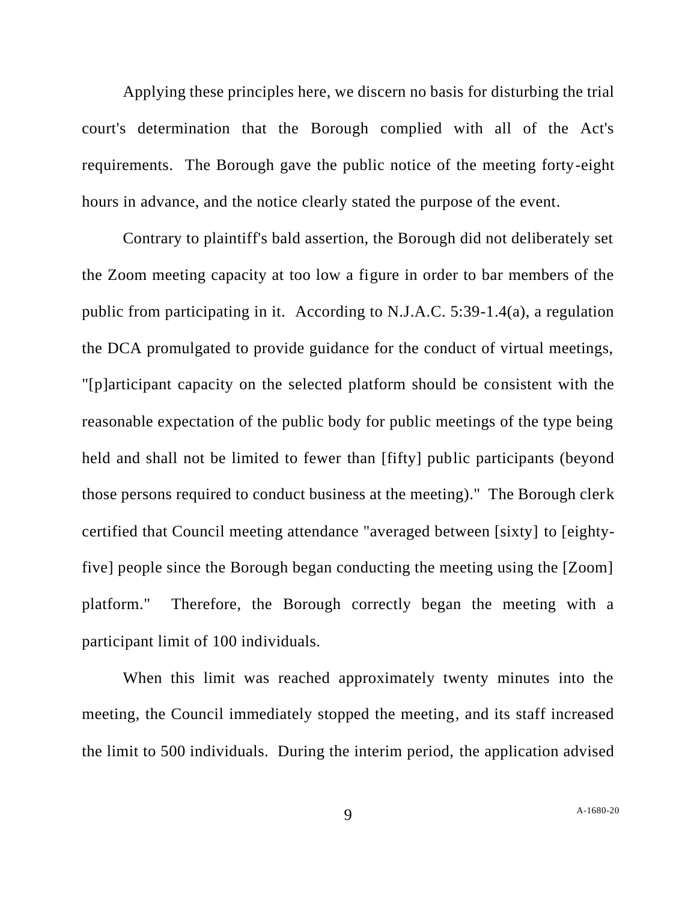Applying these principles here, we discern no basis for disturbing the trial court's determination that the Borough complied with all of the Act's requirements. The Borough gave the public notice of the meeting forty-eight hours in advance, and the notice clearly stated the purpose of the event.

Contrary to plaintiff's bald assertion, the Borough did not deliberately set the Zoom meeting capacity at too low a figure in order to bar members of the public from participating in it. According to N.J.A.C. 5:39-1.4(a), a regulation the DCA promulgated to provide guidance for the conduct of virtual meetings, "[p]articipant capacity on the selected platform should be consistent with the reasonable expectation of the public body for public meetings of the type being held and shall not be limited to fewer than [fifty] public participants (beyond those persons required to conduct business at the meeting)." The Borough clerk certified that Council meeting attendance "averaged between [sixty] to [eighty-five] people since the Borough began conducting the meeting using the [Zoom] platform." Therefore, the Borough correctly began the meeting with a participant limit of 100 individuals.

When this limit was reached approximately twenty minutes into the meeting, the Council immediately stopped the meeting, and its staff increased the limit to 500 individuals. During the interim period, the application advised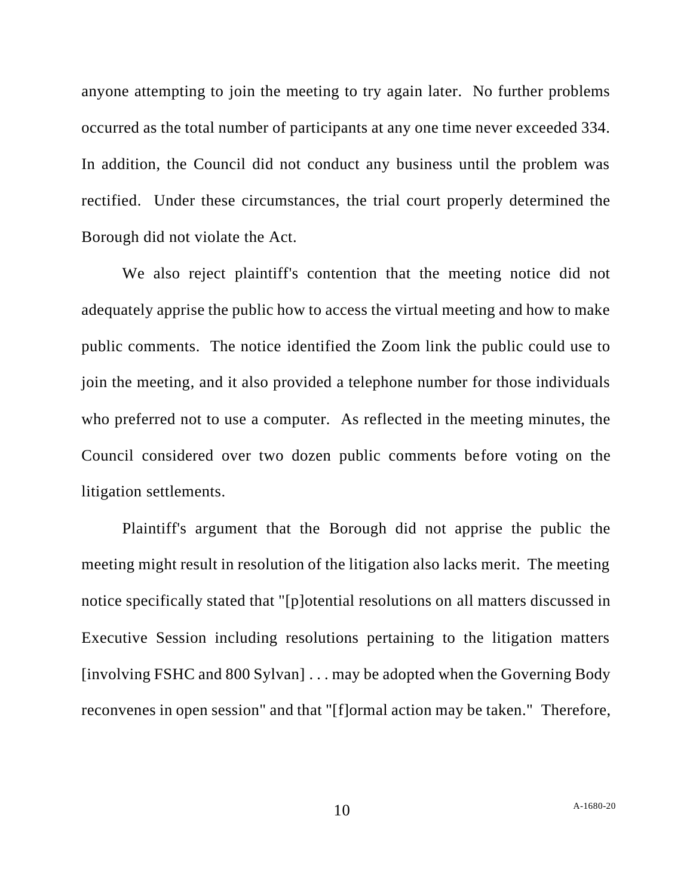anyone attempting to join the meeting to try again later. No further problems occurred as the total number of participants at any one time never exceeded 334. In addition, the Council did not conduct any business until the problem was rectified. Under these circumstances, the trial court properly determined the Borough did not violate the Act.

We also reject plaintiff's contention that the meeting notice did not adequately apprise the public how to access the virtual meeting and how to make public comments. The notice identified the Zoom link the public could use to join the meeting, and it also provided a telephone number for those individuals who preferred not to use a computer. As reflected in the meeting minutes, the Council considered over two dozen public comments before voting on the litigation settlements.

Plaintiff's argument that the Borough did not apprise the public the meeting might result in resolution of the litigation also lacks merit. The meeting notice specifically stated that "[p]otential resolutions on all matters discussed in Executive Session including resolutions pertaining to the litigation matters [involving FSHC and 800 Sylvan] . . . may be adopted when the Governing Body reconvenes in open session" and that "[f]ormal action may be taken." Therefore,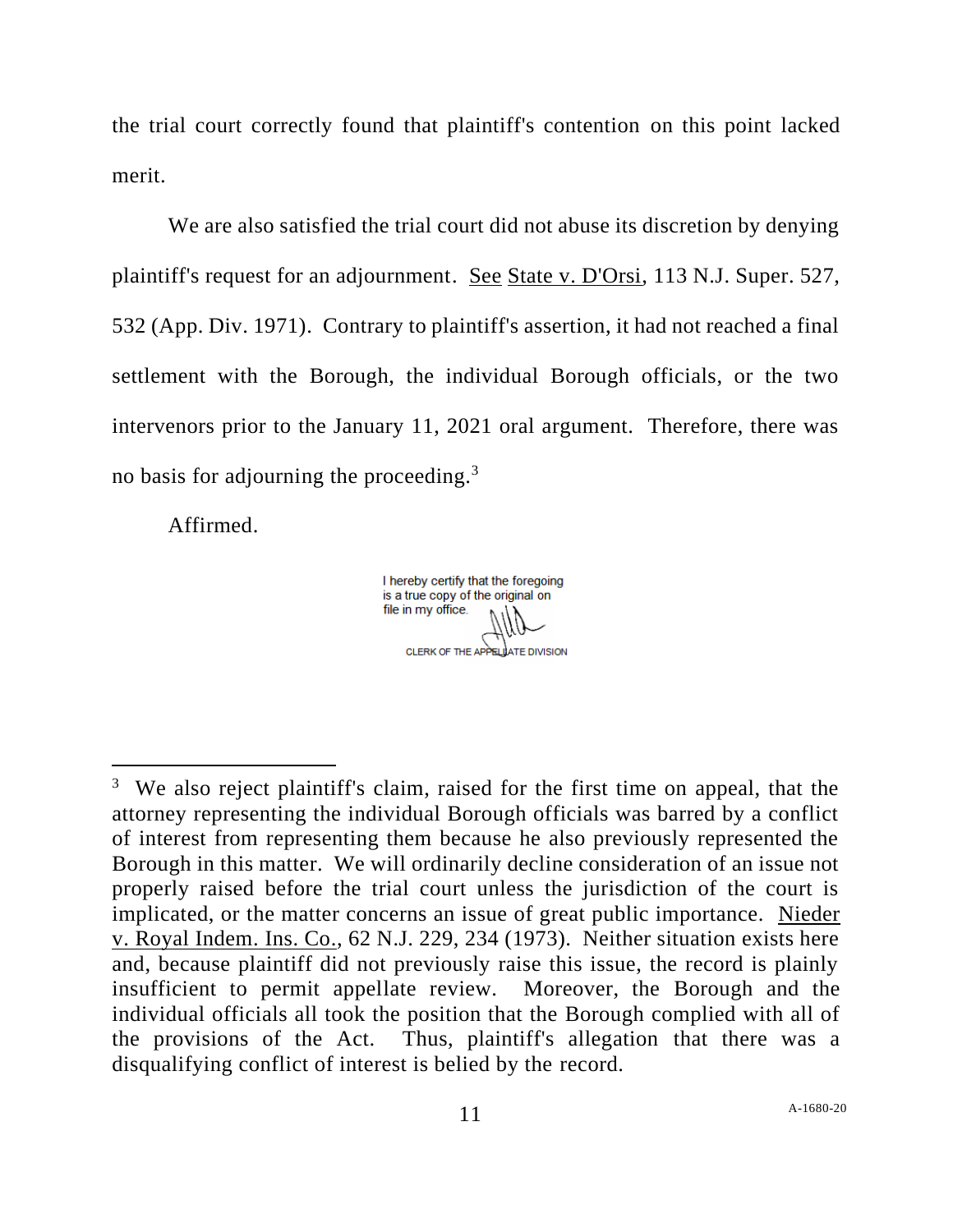the trial court correctly found that plaintiff's contention on this point lacked merit.

We are also satisfied the trial court did not abuse its discretion by denying plaintiff's request for an adjournment. See State v. D'Orsi, 113 N.J. Super. 527, 532 (App. Div. 1971). Contrary to plaintiff's assertion, it had not reached a final settlement with the Borough, the individual Borough officials, or the two intervenors prior to the January 11, 2021 oral argument. Therefore, there was no basis for adjourning the proceeding.[3]

Affirmed.

I hereby certify that the foregoing is a true copy of the original on file in my office.

CLERK OF THE APPELLATE DIVISION

---

[3] We also reject plaintiff's claim, raised for the first time on appeal, that the attorney representing the individual Borough officials was barred by a conflict of interest from representing them because he also previously represented the Borough in this matter. We will ordinarily decline consideration of an issue not properly raised before the trial court unless the jurisdiction of the court is implicated, or the matter concerns an issue of great public importance. Nieder v. Royal Indem. Ins. Co., 62 N.J. 229, 234 (1973). Neither situation exists here and, because plaintiff did not previously raise this issue, the record is plainly insufficient to permit appellate review. Moreover, the Borough and the individual officials all took the position that the Borough complied with all of the provisions of the Act. Thus, plaintiff's allegation that there was a disqualifying conflict of interest is belied by the record.